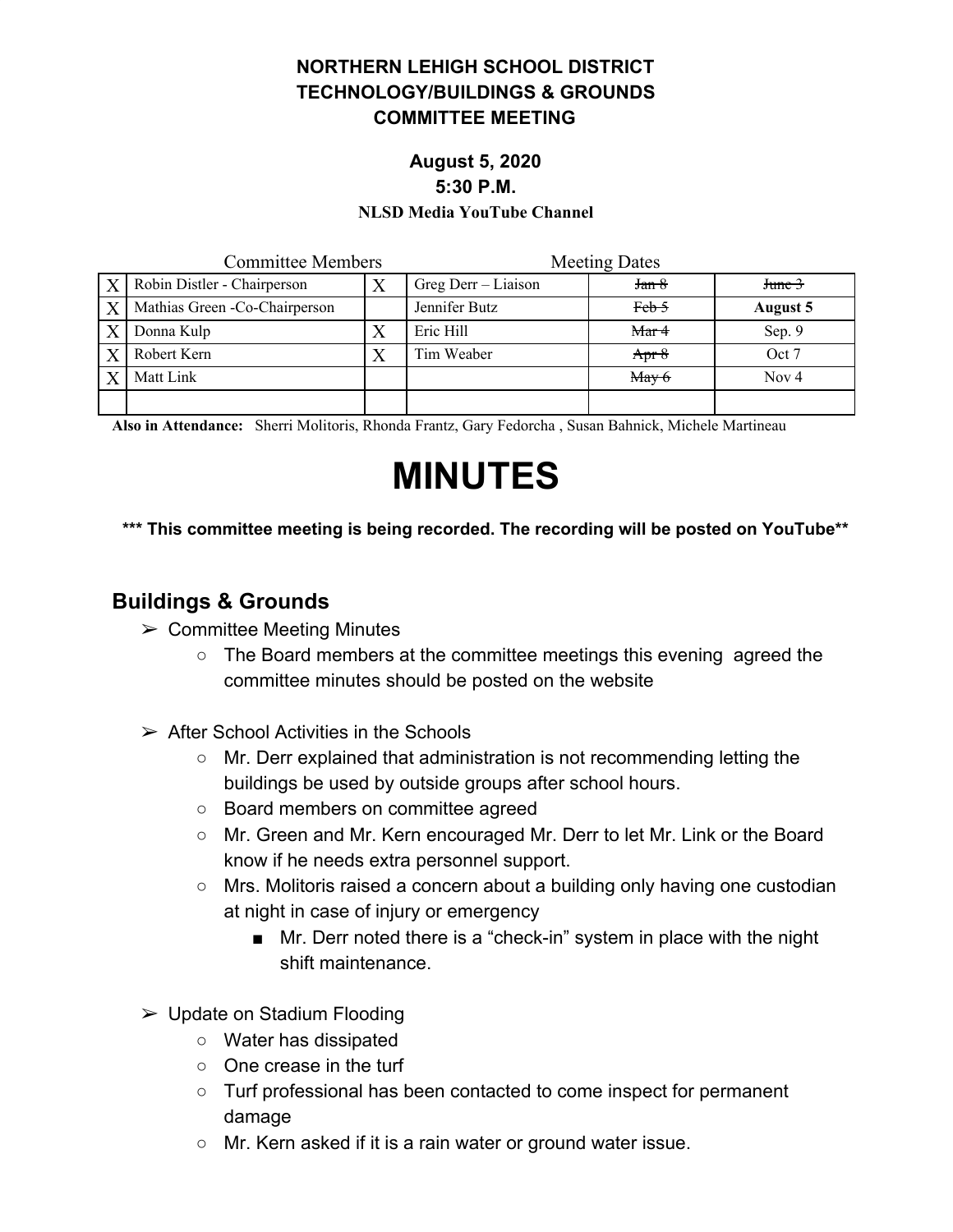**NORTHERN LEHIGH SCHOOL DISTRICT**
**TECHNOLOGY/BUILDINGS & GROUNDS**
**COMMITTEE MEETING**

**August 5, 2020**
**5:30 P.M.**
**NLSD Media YouTube Channel**

| | Committee Members | | | Meeting Dates | |
|---|---|---|---|---|---|
| X | Robin Distler - Chairperson | X | Greg Derr – Liaison | ~~Jan 8~~ | ~~June 3~~ |
| X | Mathias Green -Co-Chairperson | | Jennifer Butz | ~~Feb 5~~ | **August 5** |
| X | Donna Kulp | X | Eric Hill | ~~Mar 4~~ | Sep. 9 |
| X | Robert Kern | X | Tim Weaber | ~~Apr 8~~ | Oct 7 |
| X | Matt Link | | | ~~May 6~~ | Nov 4 |
| | | | | | |

**Also in Attendance:** Sherri Molitoris, Rhonda Frantz, Gary Fedorcha , Susan Bahnick, Michele Martineau

# MINUTES

**\*\*\* This committee meeting is being recorded. The recording will be posted on YouTube\*\***

## Buildings & Grounds

- Committee Meeting Minutes
  - The Board members at the committee meetings this evening agreed the committee minutes should be posted on the website
- After School Activities in the Schools
  - Mr. Derr explained that administration is not recommending letting the buildings be used by outside groups after school hours.
  - Board members on committee agreed
  - Mr. Green and Mr. Kern encouraged Mr. Derr to let Mr. Link or the Board know if he needs extra personnel support.
  - Mrs. Molitoris raised a concern about a building only having one custodian at night in case of injury or emergency
    - Mr. Derr noted there is a "check-in" system in place with the night shift maintenance.
- Update on Stadium Flooding
  - Water has dissipated
  - One crease in the turf
  - Turf professional has been contacted to come inspect for permanent damage
  - Mr. Kern asked if it is a rain water or ground water issue.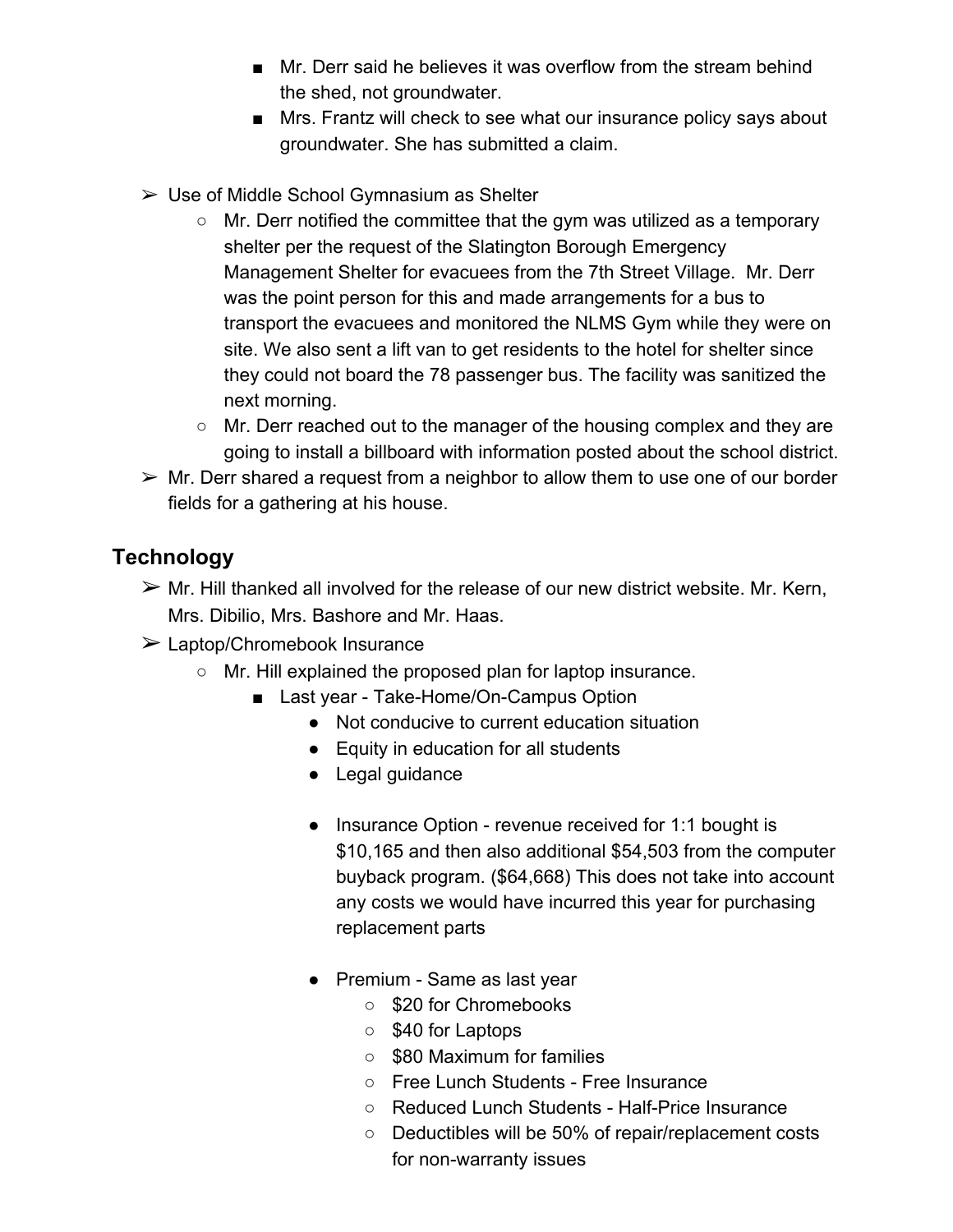- Mr. Derr said he believes it was overflow from the stream behind the shed, not groundwater.
        - Mrs. Frantz will check to see what our insurance policy says about groundwater. She has submitted a claim.

- ➢ Use of Middle School Gymnasium as Shelter
    - Mr. Derr notified the committee that the gym was utilized as a temporary shelter per the request of the Slatington Borough Emergency Management Shelter for evacuees from the 7th Street Village. Mr. Derr was the point person for this and made arrangements for a bus to transport the evacuees and monitored the NLMS Gym while they were on site. We also sent a lift van to get residents to the hotel for shelter since they could not board the 78 passenger bus. The facility was sanitized the next morning.
    - Mr. Derr reached out to the manager of the housing complex and they are going to install a billboard with information posted about the school district.
- ➢ Mr. Derr shared a request from a neighbor to allow them to use one of our border fields for a gathering at his house.

## Technology

- ➢ Mr. Hill thanked all involved for the release of our new district website. Mr. Kern, Mrs. Dibilio, Mrs. Bashore and Mr. Haas.
- ➢ Laptop/Chromebook Insurance
    - Mr. Hill explained the proposed plan for laptop insurance.
        - Last year - Take-Home/On-Campus Option
            - Not conducive to current education situation
            - Equity in education for all students
            - Legal guidance
            - Insurance Option - revenue received for 1:1 bought is $10,165 and then also additional $54,503 from the computer buyback program. ($64,668) This does not take into account any costs we would have incurred this year for purchasing replacement parts
            - Premium - Same as last year
                - $20 for Chromebooks
                - $40 for Laptops
                - $80 Maximum for families
                - Free Lunch Students - Free Insurance
                - Reduced Lunch Students - Half-Price Insurance
                - Deductibles will be 50% of repair/replacement costs for non-warranty issues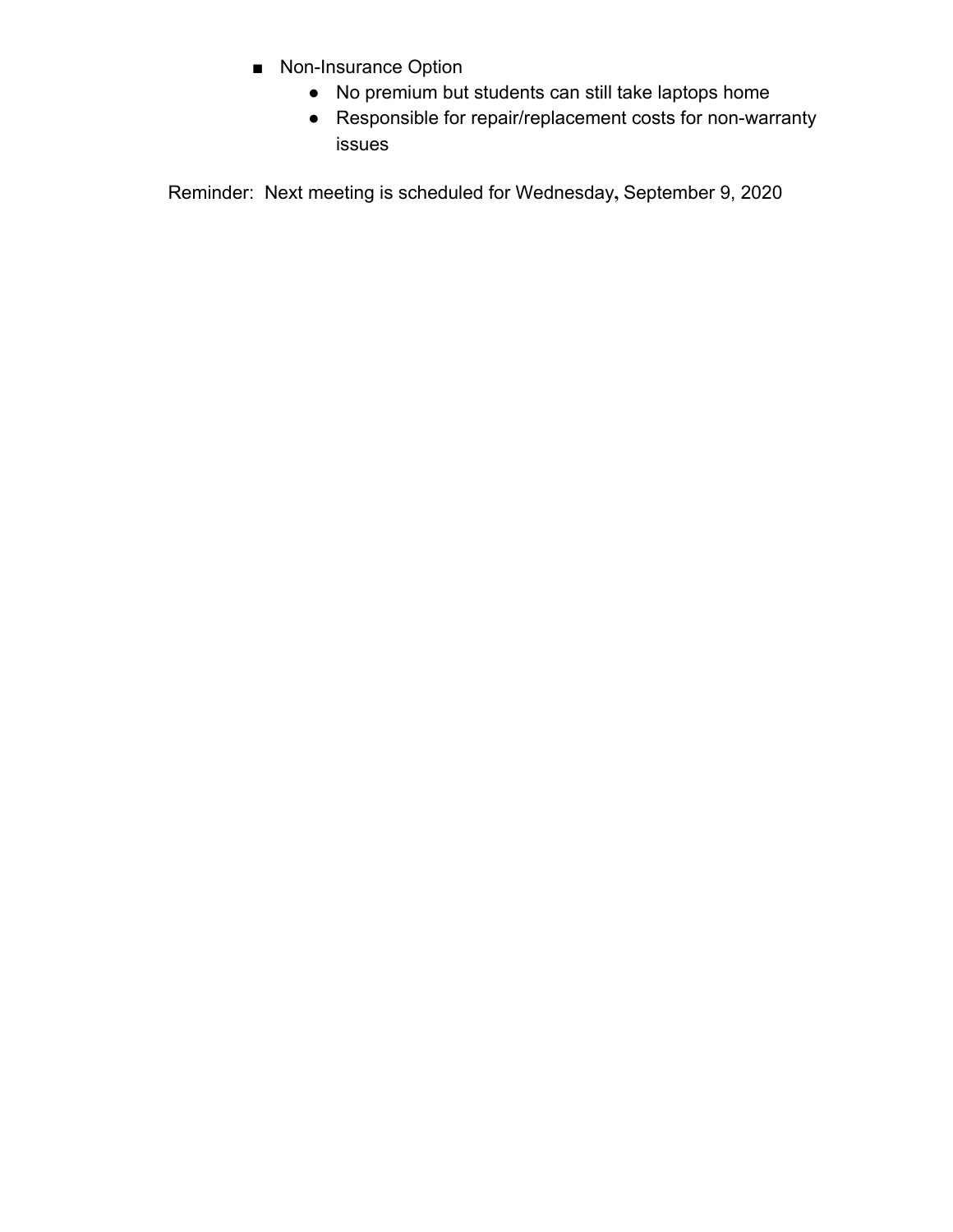- Non-Insurance Option
    - No premium but students can still take laptops home
    - Responsible for repair/replacement costs for non-warranty issues

Reminder: Next meeting is scheduled for Wednesday, September 9, 2020